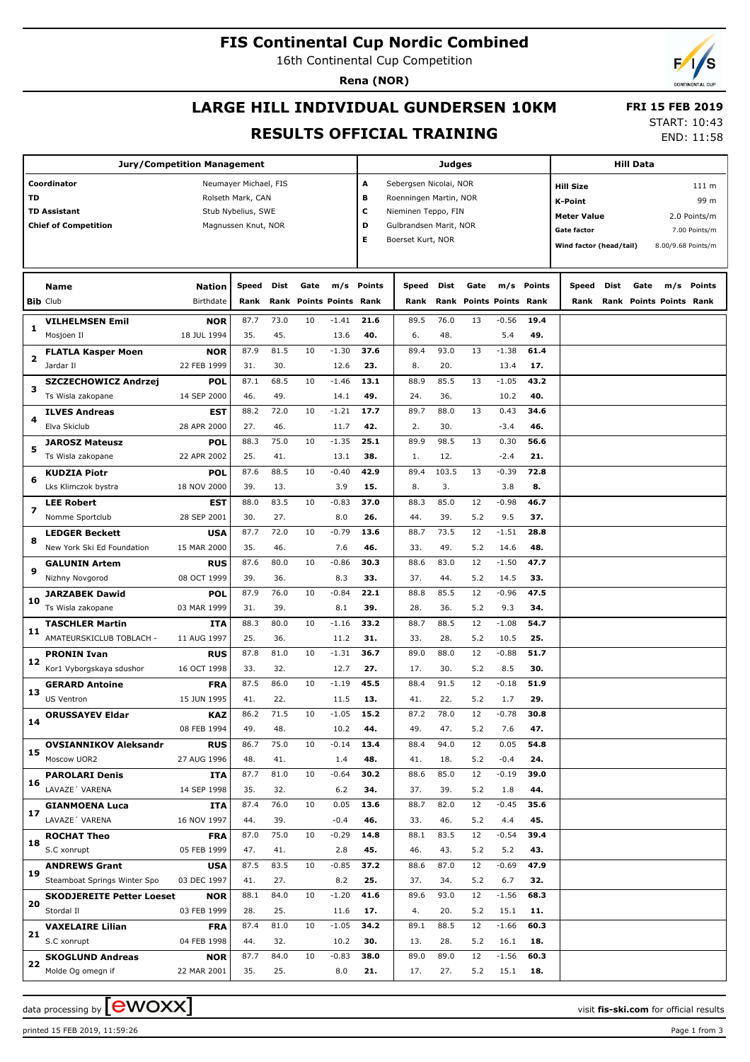# FIS Continental Cup Nordic Combined

16th Continental Cup Competition

**Rena (NOR)**

## LARGE HILL INDIVIDUAL GUNDERSEN 10KM

## RESULTS OFFICIAL TRAINING

**FRI 15 FEB 2019**

START: 10:43

END: 11:58

| Jury/Competition Management | | | Judges | | Hill Data | |
|---|---|---|---|---|---|---|
| Coordinator | Neumayer Michael, FIS | | A | Sebergsen Nicolai, NOR | Hill Size | 111 m |
| TD | Rolseth Mark, CAN | | B | Roenningen Martin, NOR | K-Point | 99 m |
| TD Assistant | Stub Nybelius, SWE | | C | Nieminen Teppo, FIN | Meter Value | 2.0 Points/m |
| Chief of Competition | Magnussen Knut, NOR | | D | Gulbrandsen Marit, NOR | Gate factor | 7.00 Points/m |
| | | | E | Boerset Kurt, NOR | Wind factor (head/tail) | 8.00/9.68 Points/m |

| Bib | Name / Club | Nation / Birthdate | Speed Rank | Dist Rank | Gate Points | m/s Points | Points Rank | Speed Rank | Dist Rank | Gate Points | m/s Points | Points Rank | Speed Rank | Dist Rank | Gate Points | m/s Points | Points Rank |
|---|---|---|---|---|---|---|---|---|---|---|---|---|---|---|---|---|---|
| 1 | **VILHELMSEN Emil** | **NOR** | 87.7 | 73.0 | 10 | -1.41 | **21.6** | 89.5 | 76.0 | 13 | -0.56 | **19.4** | | | | | |
| | Mosjoen Il | 18 JUL 1994 | 35. | 45. | | 13.6 | **40.** | 6. | 48. | | 5.4 | **49.** | | | | | |
| 2 | **FLATLA Kasper Moen** | **NOR** | 87.9 | 81.5 | 10 | -1.30 | **37.6** | 89.4 | 93.0 | 13 | -1.38 | **61.4** | | | | | |
| | Jardar Il | 22 FEB 1999 | 31. | 30. | | 12.6 | **23.** | 8. | 20. | | 13.4 | **17.** | | | | | |
| 3 | **SZCZECHOWICZ Andrzej** | **POL** | 87.1 | 68.5 | 10 | -1.46 | **13.1** | 88.9 | 85.5 | 13 | -1.05 | **43.2** | | | | | |
| | Ts Wisla zakopane | 14 SEP 2000 | 46. | 49. | | 14.1 | **49.** | 24. | 36. | | 10.2 | **40.** | | | | | |
| 4 | **ILVES Andreas** | **EST** | 88.2 | 72.0 | 10 | -1.21 | **17.7** | 89.7 | 88.0 | 13 | 0.43 | **34.6** | | | | | |
| | Elva Skiclub | 28 APR 2000 | 27. | 46. | | 11.7 | **42.** | 2. | 30. | | -3.4 | **46.** | | | | | |
| 5 | **JAROSZ Mateusz** | **POL** | 88.3 | 75.0 | 10 | -1.35 | **25.1** | 89.9 | 98.5 | 13 | 0.30 | **56.6** | | | | | |
| | Ts Wisla zakopane | 22 APR 2002 | 25. | 41. | | 13.1 | **38.** | 1. | 12. | | -2.4 | **21.** | | | | | |
| 6 | **KUDZIA Piotr** | **POL** | 87.6 | 88.5 | 10 | -0.40 | **42.9** | 89.4 | 103.5 | 13 | -0.39 | **72.8** | | | | | |
| | Lks Klimczok bystra | 18 NOV 2000 | 39. | 13. | | 3.9 | **15.** | 8. | 3. | | 3.8 | **8.** | | | | | |
| 7 | **LEE Robert** | **EST** | 88.0 | 83.5 | 10 | -0.83 | **37.0** | 88.3 | 85.0 | 12 | -0.98 | **46.7** | | | | | |
| | Nomme Sportclub | 28 SEP 2001 | 30. | 27. | | 8.0 | **26.** | 44. | 39. | 5.2 | 9.5 | **37.** | | | | | |
| 8 | **LEDGER Beckett** | **USA** | 87.7 | 72.0 | 10 | -0.79 | **13.6** | 88.7 | 73.5 | 12 | -1.51 | **28.8** | | | | | |
| | New York Ski Ed Foundation | 15 MAR 2000 | 35. | 46. | | 7.6 | **46.** | 33. | 49. | 5.2 | 14.6 | **48.** | | | | | |
| 9 | **GALUNIN Artem** | **RUS** | 87.6 | 80.0 | 10 | -0.86 | **30.3** | 88.6 | 83.0 | 12 | -1.50 | **47.7** | | | | | |
| | Nizhny Novgorod | 08 OCT 1999 | 39. | 36. | | 8.3 | **33.** | 37. | 44. | 5.2 | 14.5 | **33.** | | | | | |
| 10 | **JARZABEK Dawid** | **POL** | 87.9 | 76.0 | 10 | -0.84 | **22.1** | 88.8 | 85.5 | 12 | -0.96 | **47.5** | | | | | |
| | Ts Wisla zakopane | 03 MAR 1999 | 31. | 39. | | 8.1 | **39.** | 28. | 36. | 5.2 | 9.3 | **34.** | | | | | |
| 11 | **TASCHLER Martin** | **ITA** | 88.3 | 80.0 | 10 | -1.16 | **33.2** | 88.7 | 88.5 | 12 | -1.08 | **54.7** | | | | | |
| | AMATEURSKICLUB TOBLACH - | 11 AUG 1997 | 25. | 36. | | 11.2 | **31.** | 33. | 28. | 5.2 | 10.5 | **25.** | | | | | |
| 12 | **PRONIN Ivan** | **RUS** | 87.8 | 81.0 | 10 | -1.31 | **36.7** | 89.0 | 88.0 | 12 | -0.88 | **51.7** | | | | | |
| | Kor1 Vyborgskaya sdushor | 16 OCT 1998 | 33. | 32. | | 12.7 | **27.** | 17. | 30. | 5.2 | 8.5 | **30.** | | | | | |
| 13 | **GERARD Antoine** | **FRA** | 87.5 | 86.0 | 10 | -1.19 | **45.5** | 88.4 | 91.5 | 12 | -0.18 | **51.9** | | | | | |
| | US Ventron | 15 JUN 1995 | 41. | 22. | | 11.5 | **13.** | 41. | 22. | 5.2 | 1.7 | **29.** | | | | | |
| 14 | **ORUSSAYEV Eldar** | **KAZ** | 86.2 | 71.5 | 10 | -1.05 | **15.2** | 87.2 | 78.0 | 12 | -0.78 | **30.8** | | | | | |
| | | 08 FEB 1994 | 49. | 48. | | 10.2 | **44.** | 49. | 47. | 5.2 | 7.6 | **47.** | | | | | |
| 15 | **OVSIANNIKOV Aleksandr** | **RUS** | 86.7 | 75.0 | 10 | -0.14 | **13.4** | 88.4 | 94.0 | 12 | 0.05 | **54.8** | | | | | |
| | Moscow UOR2 | 27 AUG 1996 | 48. | 41. | | 1.4 | **48.** | 41. | 18. | 5.2 | -0.4 | **24.** | | | | | |
| 16 | **PAROLARI Denis** | **ITA** | 87.7 | 81.0 | 10 | -0.64 | **30.2** | 88.6 | 85.0 | 12 | -0.19 | **39.0** | | | | | |
| | LAVAZE´ VARENA | 14 SEP 1998 | 35. | 32. | | 6.2 | **34.** | 37. | 39. | 5.2 | 1.8 | **44.** | | | | | |
| 17 | **GIANMOENA Luca** | **ITA** | 87.4 | 76.0 | 10 | 0.05 | **13.6** | 88.7 | 82.0 | 12 | -0.45 | **35.6** | | | | | |
| | LAVAZE´ VARENA | 16 NOV 1997 | 44. | 39. | | -0.4 | **46.** | 33. | 46. | 5.2 | 4.4 | **45.** | | | | | |
| 18 | **ROCHAT Theo** | **FRA** | 87.0 | 75.0 | 10 | -0.29 | **14.8** | 88.1 | 83.5 | 12 | -0.54 | **39.4** | | | | | |
| | S.C xonrupt | 05 FEB 1999 | 47. | 41. | | 2.8 | **45.** | 46. | 43. | 5.2 | 5.2 | **43.** | | | | | |
| 19 | **ANDREWS Grant** | **USA** | 87.5 | 83.5 | 10 | -0.85 | **37.2** | 88.6 | 87.0 | 12 | -0.69 | **47.9** | | | | | |
| | Steamboat Springs Winter Spo | 03 DEC 1997 | 41. | 27. | | 8.2 | **25.** | 37. | 34. | 5.2 | 6.7 | **32.** | | | | | |
| 20 | **SKODJEREITE Petter Loeset** | **NOR** | 88.1 | 84.0 | 10 | -1.20 | **41.6** | 89.6 | 93.0 | 12 | -1.56 | **68.3** | | | | | |
| | Stordal Il | 03 FEB 1999 | 28. | 25. | | 11.6 | **17.** | 4. | 20. | 5.2 | 15.1 | **11.** | | | | | |
| 21 | **VAXELAIRE Lilian** | **FRA** | 87.4 | 81.0 | 10 | -1.05 | **34.2** | 89.1 | 88.5 | 12 | -1.66 | **60.3** | | | | | |
| | S.C xonrupt | 04 FEB 1998 | 44. | 32. | | 10.2 | **30.** | 13. | 28. | 5.2 | 16.1 | **18.** | | | | | |
| 22 | **SKOGLUND Andreas** | **NOR** | 87.7 | 84.0 | 10 | -0.83 | **38.0** | 89.0 | 89.0 | 12 | -1.56 | **60.3** | | | | | |
| | Molde Og omegn if | 22 MAR 2001 | 35. | 25. | | 8.0 | **21.** | 17. | 27. | 5.2 | 15.1 | **18.** | | | | | |

data processing by ewoxx

visit **fis-ski.com** for official results

printed 15 FEB 2019, 11:59:26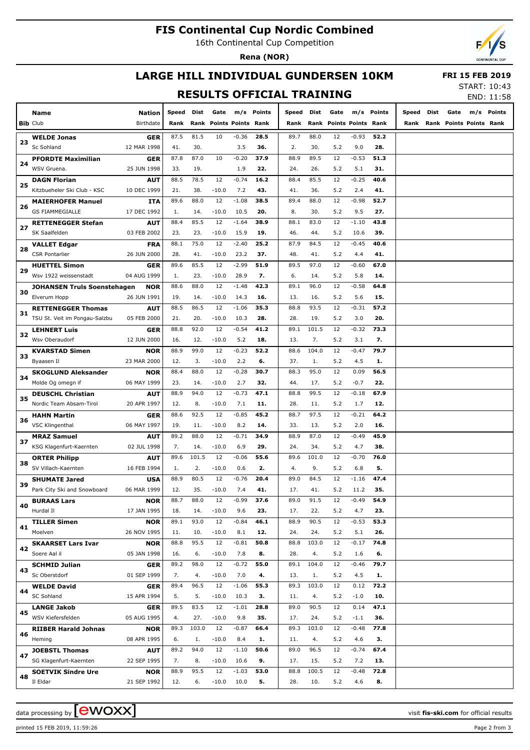# FIS Continental Cup Nordic Combined

16th Continental Cup Competition

**Rena (NOR)**

## LARGE HILL INDIVIDUAL GUNDERSEN 10KM

**FRI 15 FEB 2019**

START: 10:43

END: 11:58

## RESULTS OFFICIAL TRAINING

| Bib | Name / Club | Nation / Birthdate | Speed / Rank | Dist / Rank | Gate / Points | m/s / Points | Points / Rank | Speed / Rank | Dist / Rank | Gate / Points | m/s / Points | Points / Rank | Speed / Rank | Dist / Rank | Gate / Points | m/s / Points | Points / Rank |
|---|---|---|---|---|---|---|---|---|---|---|---|---|---|---|---|---|---|
| 23 | **WELDE Jonas** | **GER** | 87.5 | 81.5 | 10 | -0.36 | **28.5** | 89.7 | 88.0 | 12 | -0.93 | **52.2** | | | | | |
| | Sc Sohland | 12 MAR 1998 | 41. | 30. | | 3.5 | **36.** | 2. | 30. | 5.2 | 9.0 | **28.** | | | | | |
| 24 | **PFORDTE Maximilian** | **GER** | 87.8 | 87.0 | 10 | -0.20 | **37.9** | 88.9 | 89.5 | 12 | -0.53 | **51.3** | | | | | |
| | WSV Gruena. | 25 JUN 1998 | 33. | 19. | | 1.9 | **22.** | 24. | 26. | 5.2 | 5.1 | **31.** | | | | | |
| 25 | **DAGN Florian** | **AUT** | 88.5 | 78.5 | 12 | -0.74 | **16.2** | 88.4 | 85.5 | 12 | -0.25 | **40.6** | | | | | |
| | Kitzbueheler Ski Club - KSC | 10 DEC 1999 | 21. | 38. | -10.0 | 7.2 | **43.** | 41. | 36. | 5.2 | 2.4 | **41.** | | | | | |
| 26 | **MAIERHOFER Manuel** | **ITA** | 89.6 | 88.0 | 12 | -1.08 | **38.5** | 89.4 | 88.0 | 12 | -0.98 | **52.7** | | | | | |
| | GS FIAMMEGIALLE | 17 DEC 1992 | 1. | 14. | -10.0 | 10.5 | **20.** | 8. | 30. | 5.2 | 9.5 | **27.** | | | | | |
| 27 | **RETTENEGGER Stefan** | **AUT** | 88.4 | 85.5 | 12 | -1.64 | **38.9** | 88.1 | 83.0 | 12 | -1.10 | **43.8** | | | | | |
| | SK Saalfelden | 03 FEB 2002 | 23. | 23. | -10.0 | 15.9 | **19.** | 46. | 44. | 5.2 | 10.6 | **39.** | | | | | |
| 28 | **VALLET Edgar** | **FRA** | 88.1 | 75.0 | 12 | -2.40 | **25.2** | 87.9 | 84.5 | 12 | -0.45 | **40.6** | | | | | |
| | CSR Pontarlier | 26 JUN 2000 | 28. | 41. | -10.0 | 23.2 | **37.** | 48. | 41. | 5.2 | 4.4 | **41.** | | | | | |
| 29 | **HUETTEL Simon** | **GER** | 89.6 | 85.5 | 12 | -2.99 | **51.9** | 89.5 | 97.0 | 12 | -0.60 | **67.0** | | | | | |
| | Wsv 1922 weissenstadt | 04 AUG 1999 | 1. | 23. | -10.0 | 28.9 | **7.** | 6. | 14. | 5.2 | 5.8 | **14.** | | | | | |
| 30 | **JOHANSEN Truls Soenstehagen** | **NOR** | 88.6 | 88.0 | 12 | -1.48 | **42.3** | 89.1 | 96.0 | 12 | -0.58 | **64.8** | | | | | |
| | Elverum Hopp | 26 JUN 1991 | 19. | 14. | -10.0 | 14.3 | **16.** | 13. | 16. | 5.2 | 5.6 | **15.** | | | | | |
| 31 | **RETTENEGGER Thomas** | **AUT** | 88.5 | 86.5 | 12 | -1.06 | **35.3** | 88.8 | 93.5 | 12 | -0.31 | **57.2** | | | | | |
| | TSU St. Veit im Pongau-Salzbu | 05 FEB 2000 | 21. | 20. | -10.0 | 10.3 | **28.** | 28. | 19. | 5.2 | 3.0 | **20.** | | | | | |
| 32 | **LEHNERT Luis** | **GER** | 88.8 | 92.0 | 12 | -0.54 | **41.2** | 89.1 | 101.5 | 12 | -0.32 | **73.3** | | | | | |
| | Wsv Oberaudorf | 12 JUN 2000 | 16. | 12. | -10.0 | 5.2 | **18.** | 13. | 7. | 5.2 | 3.1 | **7.** | | | | | |
| 33 | **KVARSTAD Simen** | **NOR** | 88.9 | 99.0 | 12 | -0.23 | **52.2** | 88.6 | 104.0 | 12 | -0.47 | **79.7** | | | | | |
| | Byaasen Il | 23 MAR 2000 | 12. | 3. | -10.0 | 2.2 | **6.** | 37. | 1. | 5.2 | 4.5 | **1.** | | | | | |
| 34 | **SKOGLUND Aleksander** | **NOR** | 88.4 | 88.0 | 12 | -0.28 | **30.7** | 88.3 | 95.0 | 12 | 0.09 | **56.5** | | | | | |
| | Molde Og omegn if | 06 MAY 1999 | 23. | 14. | -10.0 | 2.7 | **32.** | 44. | 17. | 5.2 | -0.7 | **22.** | | | | | |
| 35 | **DEUSCHL Christian** | **AUT** | 88.9 | 94.0 | 12 | -0.73 | **47.1** | 88.8 | 99.5 | 12 | -0.18 | **67.9** | | | | | |
| | Nordic Team Absam-Tirol | 20 APR 1997 | 12. | 8. | -10.0 | 7.1 | **11.** | 28. | 11. | 5.2 | 1.7 | **12.** | | | | | |
| 36 | **HAHN Martin** | **GER** | 88.6 | 92.5 | 12 | -0.85 | **45.2** | 88.7 | 97.5 | 12 | -0.21 | **64.2** | | | | | |
| | VSC Klingenthal | 06 MAY 1997 | 19. | 11. | -10.0 | 8.2 | **14.** | 33. | 13. | 5.2 | 2.0 | **16.** | | | | | |
| 37 | **MRAZ Samuel** | **AUT** | 89.2 | 88.0 | 12 | -0.71 | **34.9** | 88.9 | 87.0 | 12 | -0.49 | **45.9** | | | | | |
| | KSG Klagenfurt-Kaernten | 02 JUL 1998 | 7. | 14. | -10.0 | 6.9 | **29.** | 24. | 34. | 5.2 | 4.7 | **38.** | | | | | |
| 38 | **ORTER Philipp** | **AUT** | 89.6 | 101.5 | 12 | -0.06 | **55.6** | 89.6 | 101.0 | 12 | -0.70 | **76.0** | | | | | |
| | SV Villach-Kaernten | 16 FEB 1994 | 1. | 2. | -10.0 | 0.6 | **2.** | 4. | 9. | 5.2 | 6.8 | **5.** | | | | | |
| 39 | **SHUMATE Jared** | **USA** | 88.9 | 80.5 | 12 | -0.76 | **20.4** | 89.0 | 84.5 | 12 | -1.16 | **47.4** | | | | | |
| | Park City Ski and Snowboard | 06 MAR 1999 | 12. | 35. | -10.0 | 7.4 | **41.** | 17. | 41. | 5.2 | 11.2 | **35.** | | | | | |
| 40 | **BURAAS Lars** | **NOR** | 88.7 | 88.0 | 12 | -0.99 | **37.6** | 89.0 | 91.5 | 12 | -0.49 | **54.9** | | | | | |
| | Hurdal Il | 17 JAN 1995 | 18. | 14. | -10.0 | 9.6 | **23.** | 17. | 22. | 5.2 | 4.7 | **23.** | | | | | |
| 41 | **TILLER Simen** | **NOR** | 89.1 | 93.0 | 12 | -0.84 | **46.1** | 88.9 | 90.5 | 12 | -0.53 | **53.3** | | | | | |
| | Moelven | 26 NOV 1995 | 11. | 10. | -10.0 | 8.1 | **12.** | 24. | 24. | 5.2 | 5.1 | **26.** | | | | | |
| 42 | **SKAARSET Lars Ivar** | **NOR** | 88.8 | 95.5 | 12 | -0.81 | **50.8** | 88.8 | 103.0 | 12 | -0.17 | **74.8** | | | | | |
| | Soere Aal il | 05 JAN 1998 | 16. | 6. | -10.0 | 7.8 | **8.** | 28. | 4. | 5.2 | 1.6 | **6.** | | | | | |
| 43 | **SCHMID Julian** | **GER** | 89.2 | 98.0 | 12 | -0.72 | **55.0** | 89.1 | 104.0 | 12 | -0.46 | **79.7** | | | | | |
| | Sc Oberstdorf | 01 SEP 1999 | 7. | 4. | -10.0 | 7.0 | **4.** | 13. | 1. | 5.2 | 4.5 | **1.** | | | | | |
| 44 | **WELDE David** | **GER** | 89.4 | 96.5 | 12 | -1.06 | **55.3** | 89.3 | 103.0 | 12 | 0.12 | **72.2** | | | | | |
| | SC Sohland | 15 APR 1994 | 5. | 5. | -10.0 | 10.3 | **3.** | 11. | 4. | 5.2 | -1.0 | **10.** | | | | | |
| 45 | **LANGE Jakob** | **GER** | 89.5 | 83.5 | 12 | -1.01 | **28.8** | 89.0 | 90.5 | 12 | 0.14 | **47.1** | | | | | |
| | WSV Kiefersfelden | 05 AUG 1995 | 4. | 27. | -10.0 | 9.8 | **35.** | 17. | 24. | 5.2 | -1.1 | **36.** | | | | | |
| 46 | **RIIBER Harald Johnas** | **NOR** | 89.3 | 103.0 | 12 | -0.87 | **66.4** | 89.3 | 103.0 | 12 | -0.48 | **77.8** | | | | | |
| | Heming | 08 APR 1995 | 6. | 1. | -10.0 | 8.4 | **1.** | 11. | 4. | 5.2 | 4.6 | **3.** | | | | | |
| 47 | **JOEBSTL Thomas** | **AUT** | 89.2 | 94.0 | 12 | -1.10 | **50.6** | 89.0 | 96.5 | 12 | -0.74 | **67.4** | | | | | |
| | SG Klagenfurt-Kaernten | 22 SEP 1995 | 7. | 8. | -10.0 | 10.6 | **9.** | 17. | 15. | 5.2 | 7.2 | **13.** | | | | | |
| 48 | **SOETVIK Sindre Ure** | **NOR** | 88.9 | 95.5 | 12 | -1.03 | **53.0** | 88.8 | 100.5 | 12 | -0.48 | **72.8** | | | | | |
| | Il Eldar | 21 SEP 1992 | 12. | 6. | -10.0 | 10.0 | **5.** | 28. | 10. | 5.2 | 4.6 | **8.** | | | | | |

data processing by ewoxx — visit **fis-ski.com** for official results

printed 15 FEB 2019, 11:59:26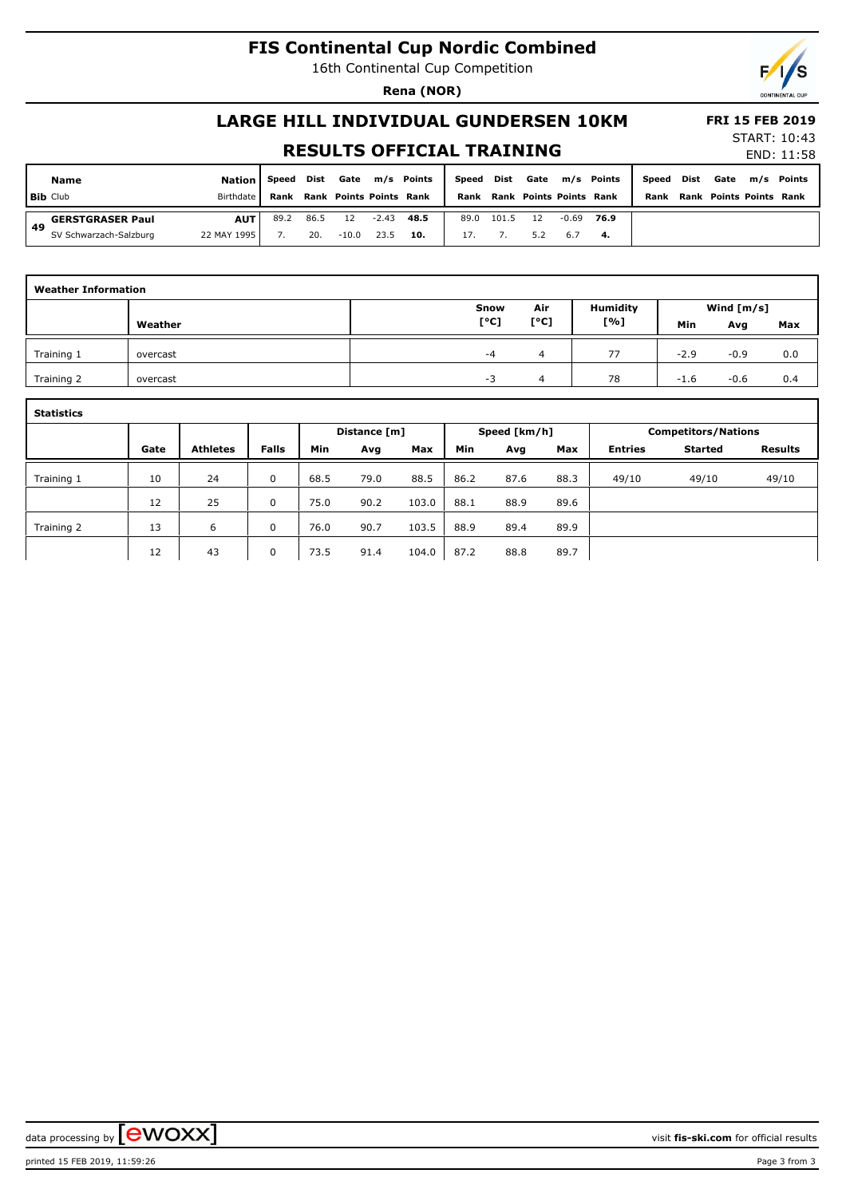# FIS Continental Cup Nordic Combined

16th Continental Cup Competition

**Rena (NOR)**

## LARGE HILL INDIVIDUAL GUNDERSEN 10KM

**FRI 15 FEB 2019**

START: 10:43

END: 11:58

## RESULTS OFFICIAL TRAINING

| Bib | Name / Club | Nation / Birthdate | Speed / Rank | Dist / Rank | Gate / Points | m/s / Points | Points / Rank | Speed / Rank | Dist / Rank | Gate / Points | m/s / Points | Points / Rank | Speed / Rank | Dist / Rank | Gate / Points | m/s / Points | Points / Rank |
|---|---|---|---|---|---|---|---|---|---|---|---|---|---|---|---|---|---|
| 49 | **GERSTGRASER Paul** | **AUT** | 89.2 | 86.5 | 12 | -2.43 | **48.5** | 89.0 | 101.5 | 12 | -0.69 | **76.9** | | | | | |
| | SV Schwarzach-Salzburg | 22 MAY 1995 | 7. | 20. | -10.0 | 23.5 | **10.** | 17. | 7. | 5.2 | 6.7 | **4.** | | | | | |

**Weather Information**

| | Weather | Snow [°C] | Air [°C] | Humidity [%] | Wind [m/s] Min | Avg | Max |
|---|---|---|---|---|---|---|---|
| Training 1 | overcast | -4 | 4 | 77 | -2.9 | -0.9 | 0.0 |
| Training 2 | overcast | -3 | 4 | 78 | -1.6 | -0.6 | 0.4 |

**Statistics**

| | Gate | Athletes | Falls | Distance [m] Min | Avg | Max | Speed [km/h] Min | Avg | Max | Competitors/Nations Entries | Started | Results |
|---|---|---|---|---|---|---|---|---|---|---|---|---|
| Training 1 | 10 | 24 | 0 | 68.5 | 79.0 | 88.5 | 86.2 | 87.6 | 88.3 | 49/10 | 49/10 | 49/10 |
| | 12 | 25 | 0 | 75.0 | 90.2 | 103.0 | 88.1 | 88.9 | 89.6 | | | |
| Training 2 | 13 | 6 | 0 | 76.0 | 90.7 | 103.5 | 88.9 | 89.4 | 89.9 | | | |
| | 12 | 43 | 0 | 73.5 | 91.4 | 104.0 | 87.2 | 88.8 | 89.7 | | | |

data processing by [ewoxx]

visit **fis-ski.com** for official results

printed 15 FEB 2019, 11:59:26